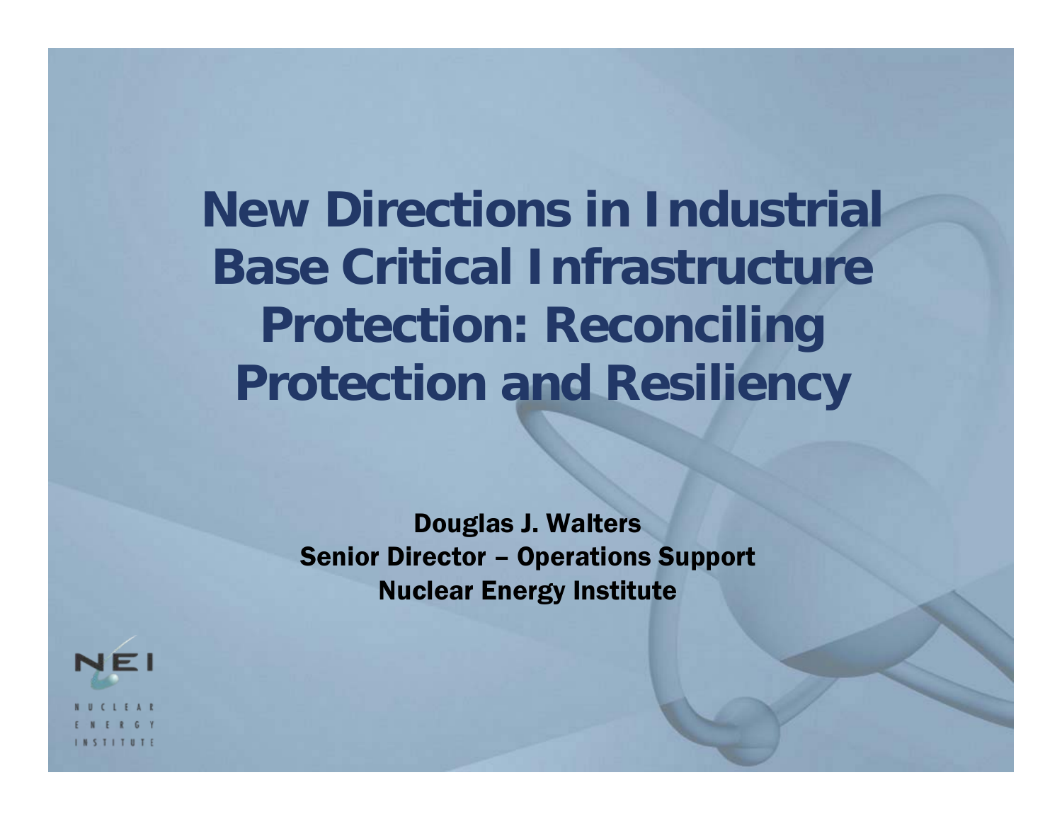# New Directions in Industrial Base Critical Infrastructure Protection: Reconciling Protection and Resiliency

**Douglas J. Walters**
**Senior Director – Operations Support**
**Nuclear Energy Institute**

NEI
NUCLEAR ENERGY INSTITUTE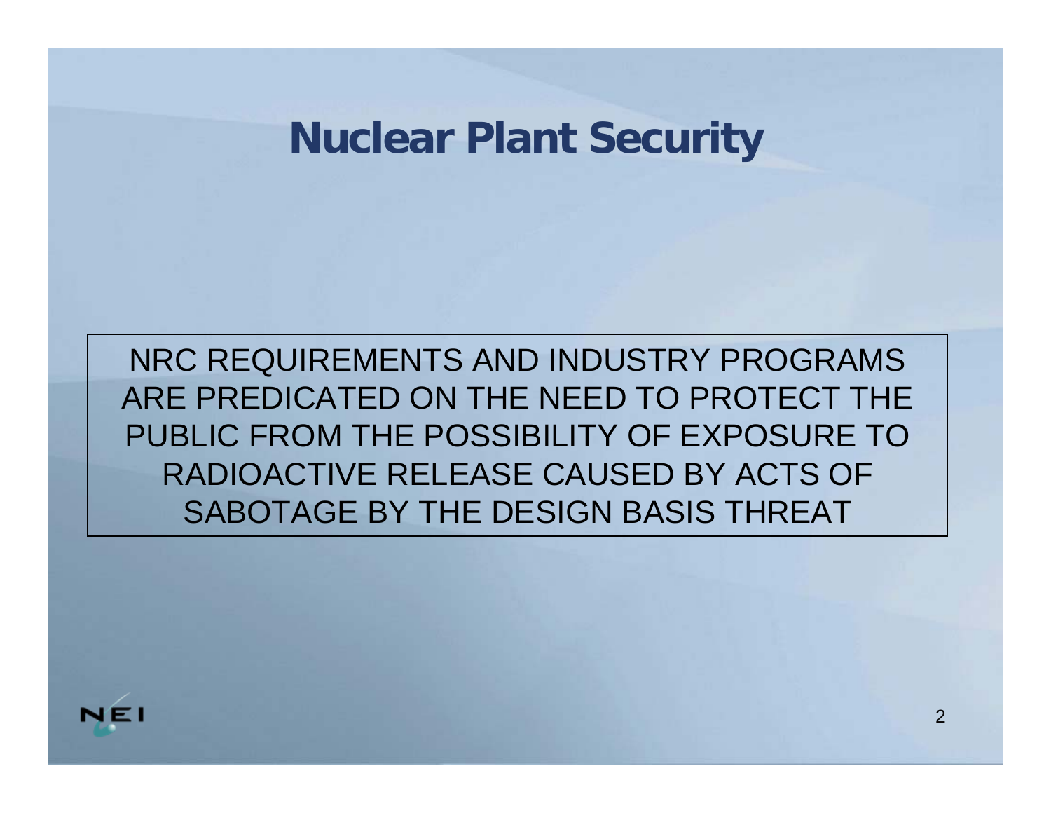# Nuclear Plant Security

NRC REQUIREMENTS AND INDUSTRY PROGRAMS ARE PREDICATED ON THE NEED TO PROTECT THE PUBLIC FROM THE POSSIBILITY OF EXPOSURE TO RADIOACTIVE RELEASE CAUSED BY ACTS OF SABOTAGE BY THE DESIGN BASIS THREAT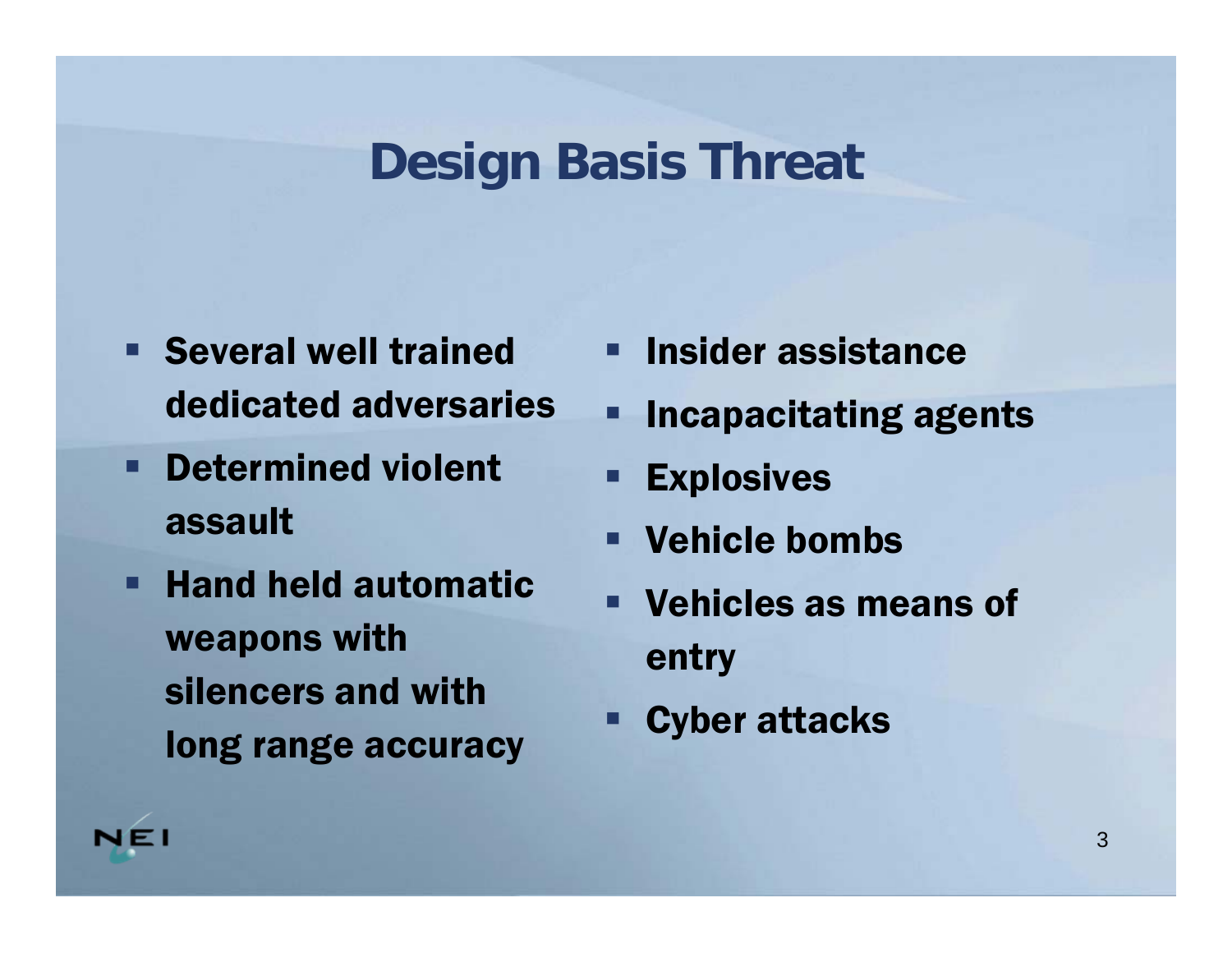# Design Basis Threat

- Several well trained dedicated adversaries
- Determined violent assault
- Hand held automatic weapons with silencers and with long range accuracy
- Insider assistance
- Incapacitating agents
- Explosives
- Vehicle bombs
- Vehicles as means of entry
- Cyber attacks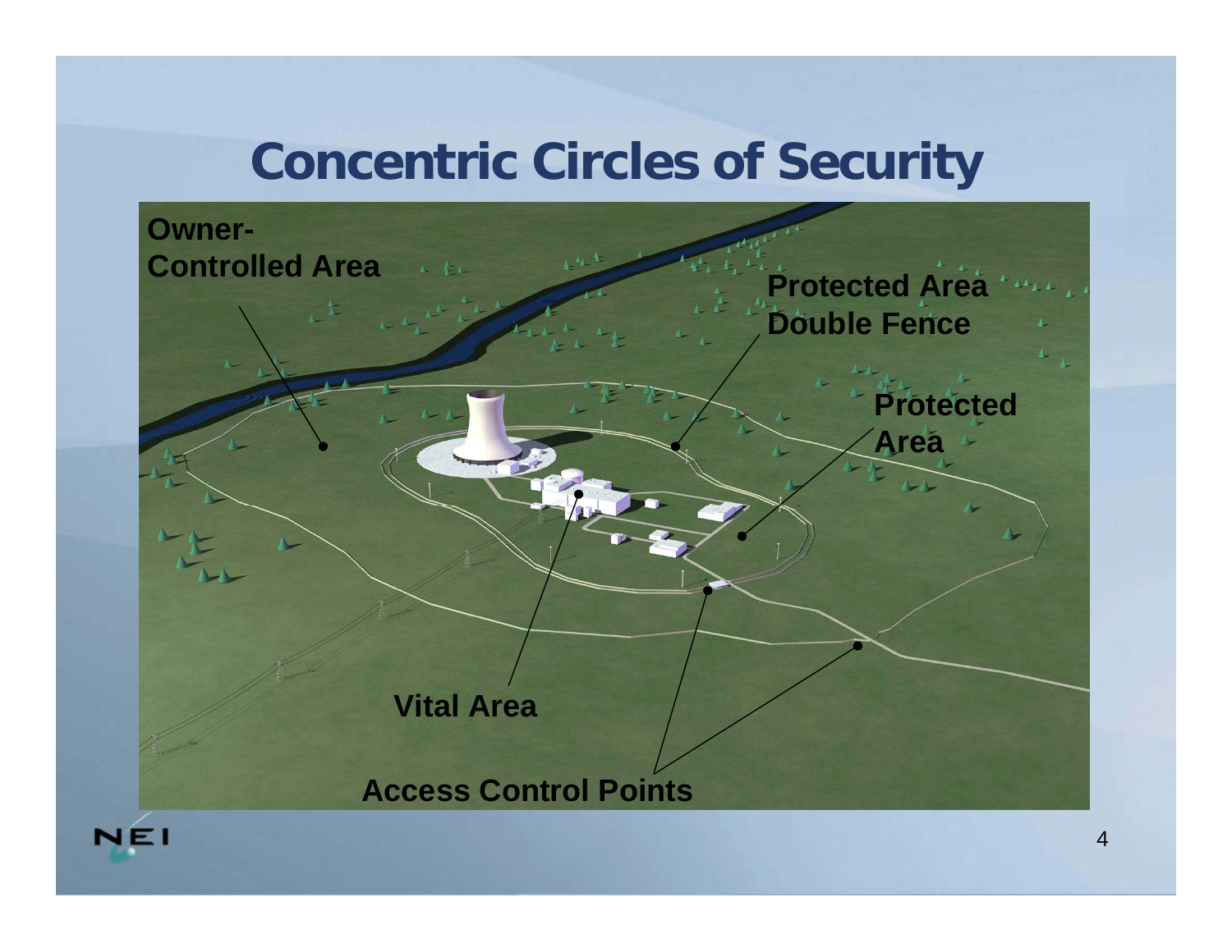# Concentric Circles of Security

Owner-Controlled Area

Protected Area Double Fence

Protected Area

Vital Area

Access Control Points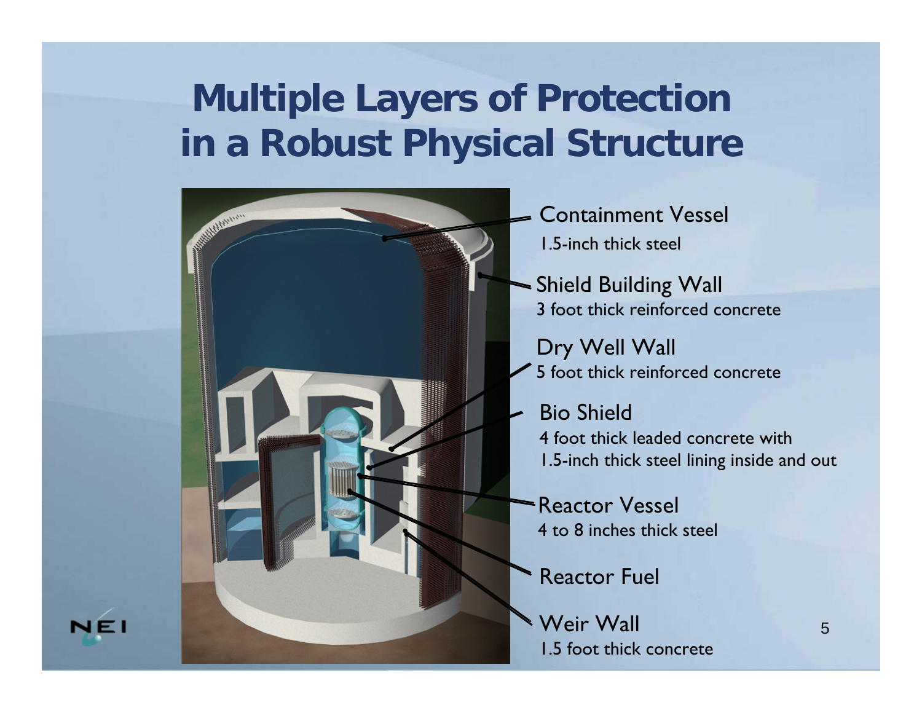# Multiple Layers of Protection in a Robust Physical Structure

Containment Vessel
1.5-inch thick steel

Shield Building Wall
3 foot thick reinforced concrete

Dry Well Wall
5 foot thick reinforced concrete

Bio Shield
4 foot thick leaded concrete with 1.5-inch thick steel lining inside and out

Reactor Vessel
4 to 8 inches thick steel

Reactor Fuel

Weir Wall
1.5 foot thick concrete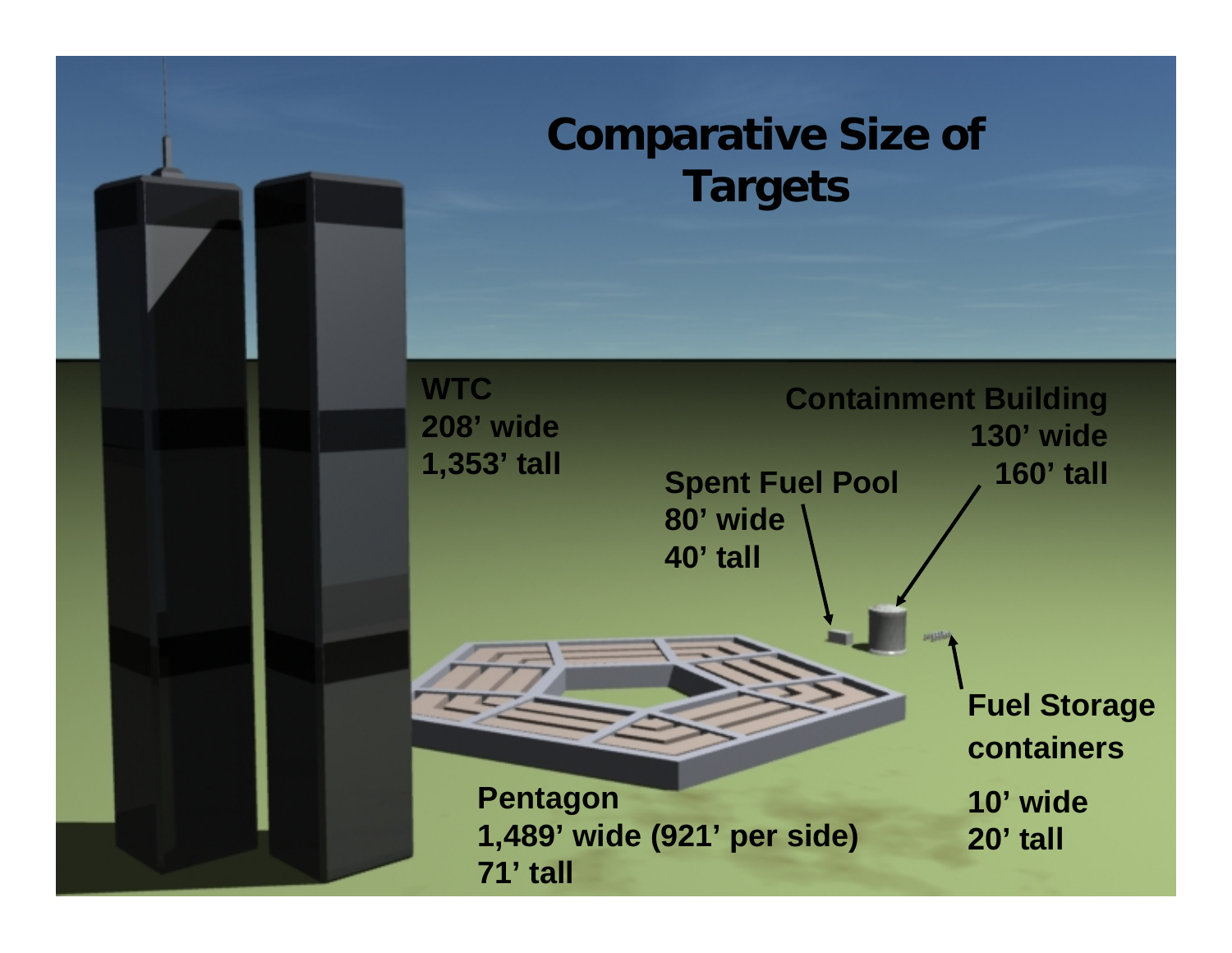# Comparative Size of Targets

**WTC**
**208' wide**
**1,353' tall**

**Containment Building**
**130' wide**
**160' tall**

**Spent Fuel Pool**
**80' wide**
**40' tall**

**Fuel Storage containers**
**10' wide**
**20' tall**

**Pentagon**
**1,489' wide (921' per side)**
**71' tall**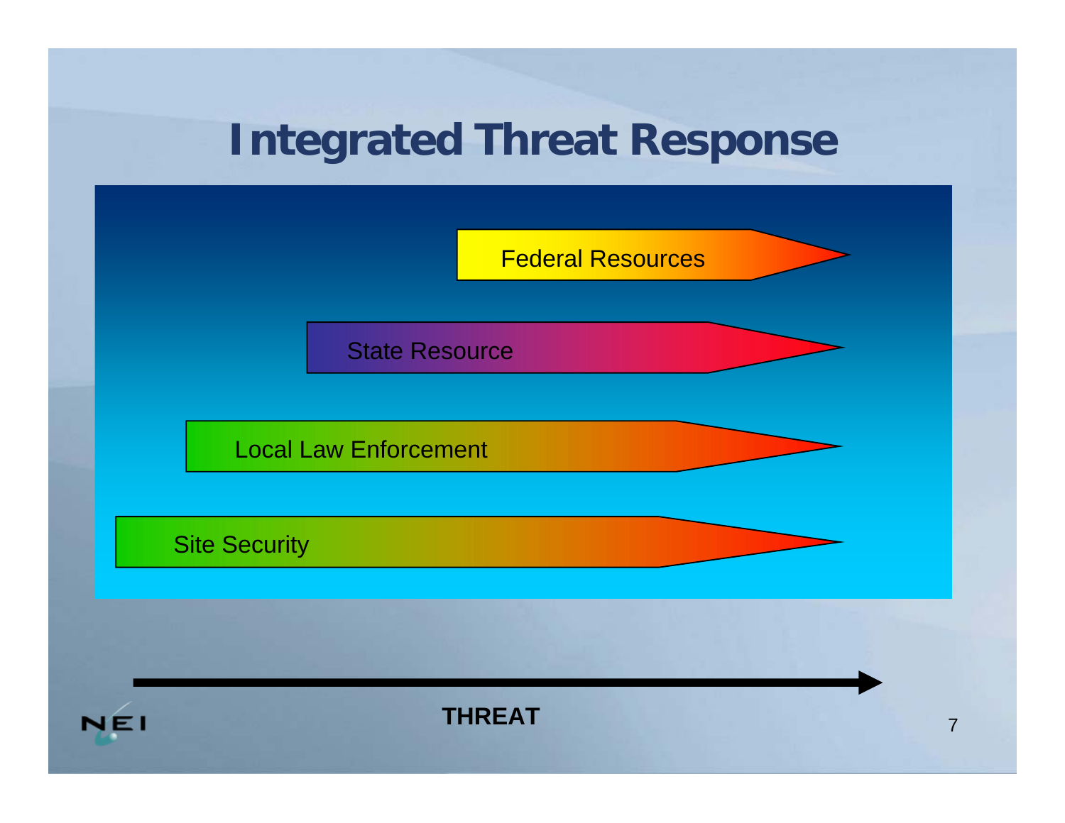# Integrated Threat Response

Federal Resources

State Resource

Local Law Enforcement

Site Security

**THREAT**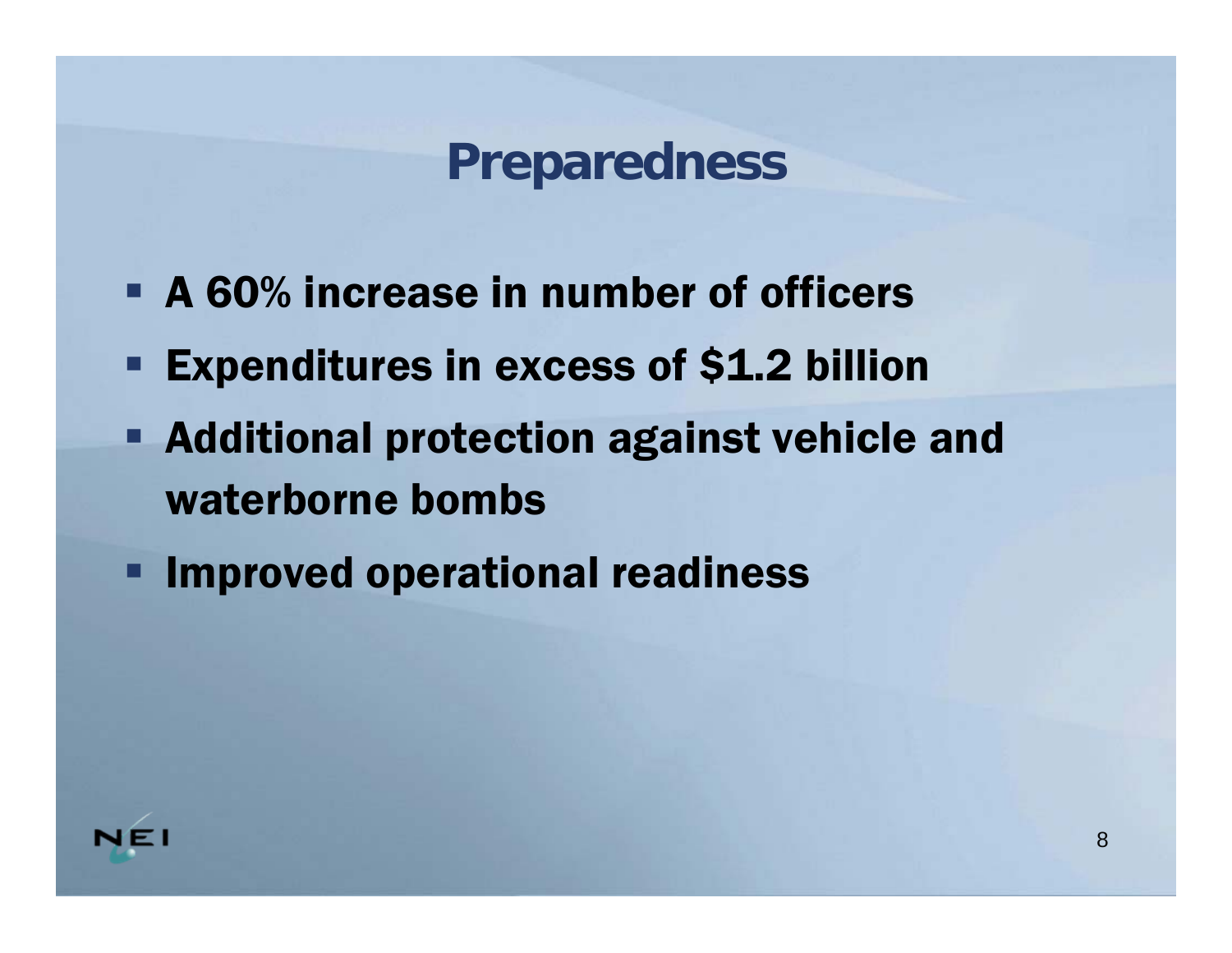# Preparedness

- A 60% increase in number of officers
- Expenditures in excess of $1.2 billion
- Additional protection against vehicle and waterborne bombs
- Improved operational readiness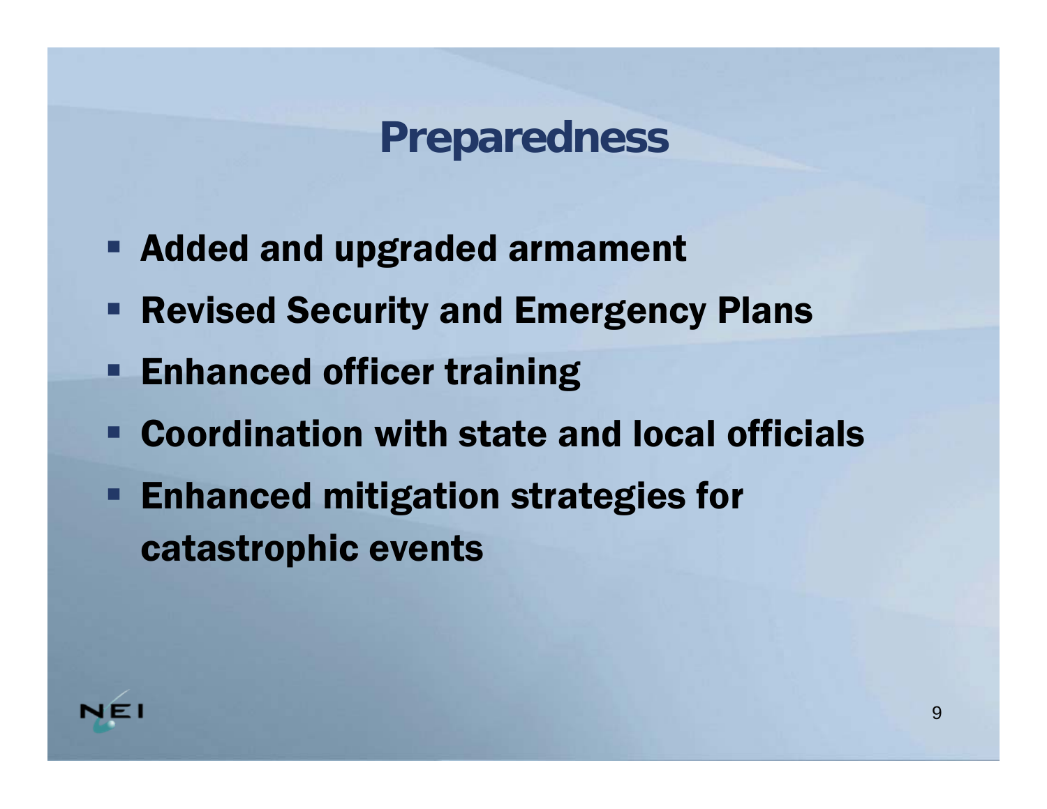# Preparedness

- Added and upgraded armament
- Revised Security and Emergency Plans
- Enhanced officer training
- Coordination with state and local officials
- Enhanced mitigation strategies for catastrophic events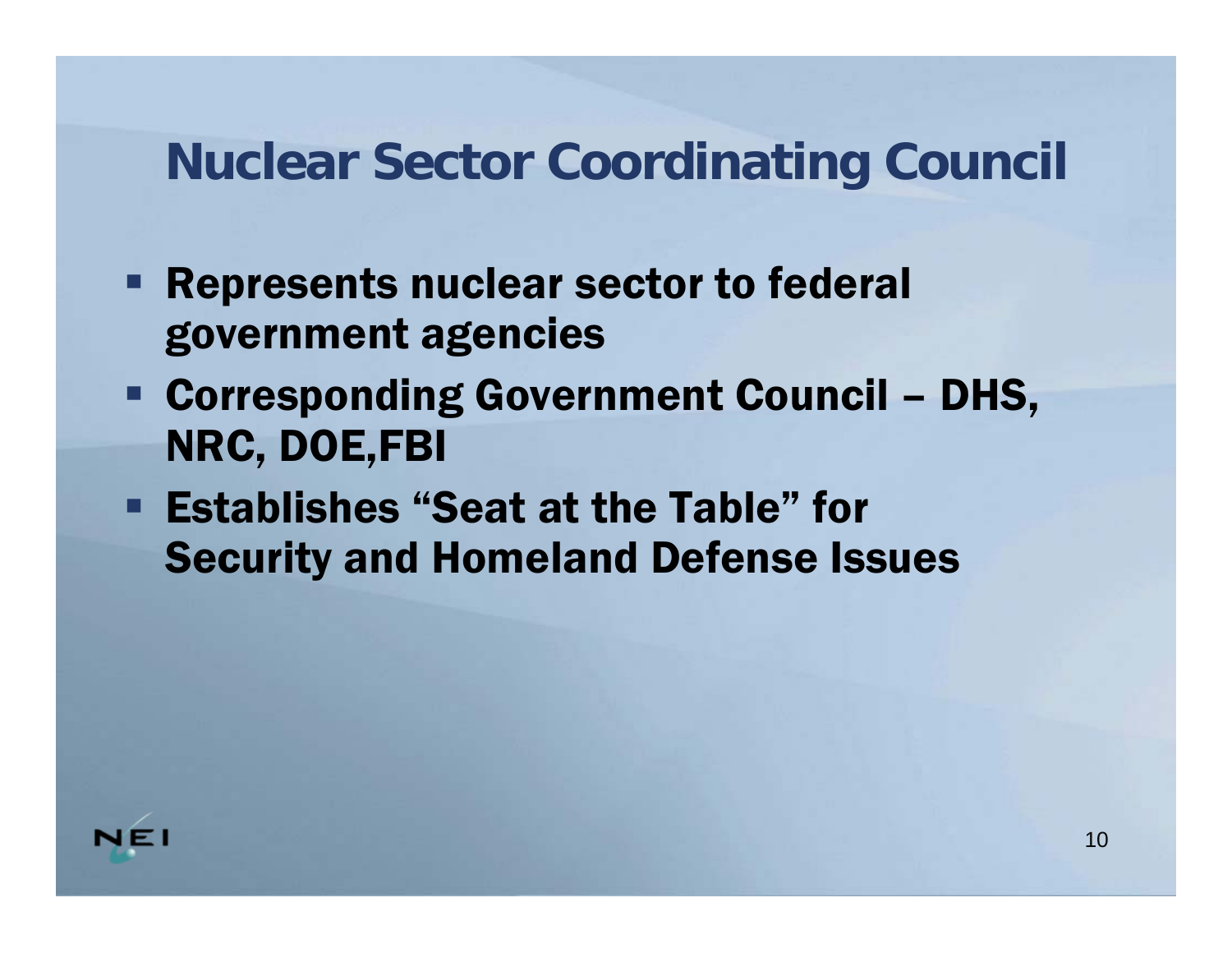# Nuclear Sector Coordinating Council

- Represents nuclear sector to federal government agencies
- Corresponding Government Council – DHS, NRC, DOE,FBI
- Establishes "Seat at the Table" for Security and Homeland Defense Issues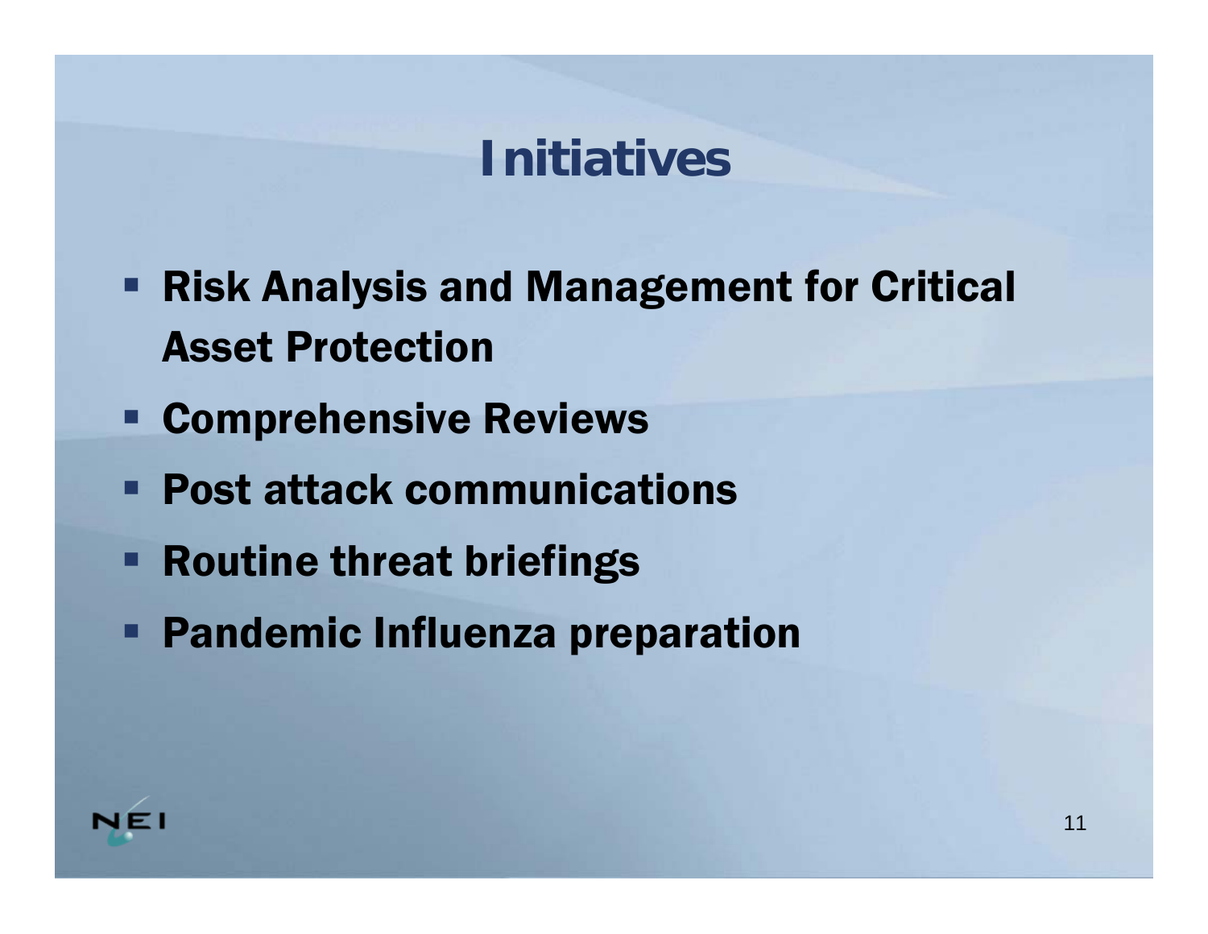# Initiatives

- Risk Analysis and Management for Critical Asset Protection
- Comprehensive Reviews
- Post attack communications
- Routine threat briefings
- Pandemic Influenza preparation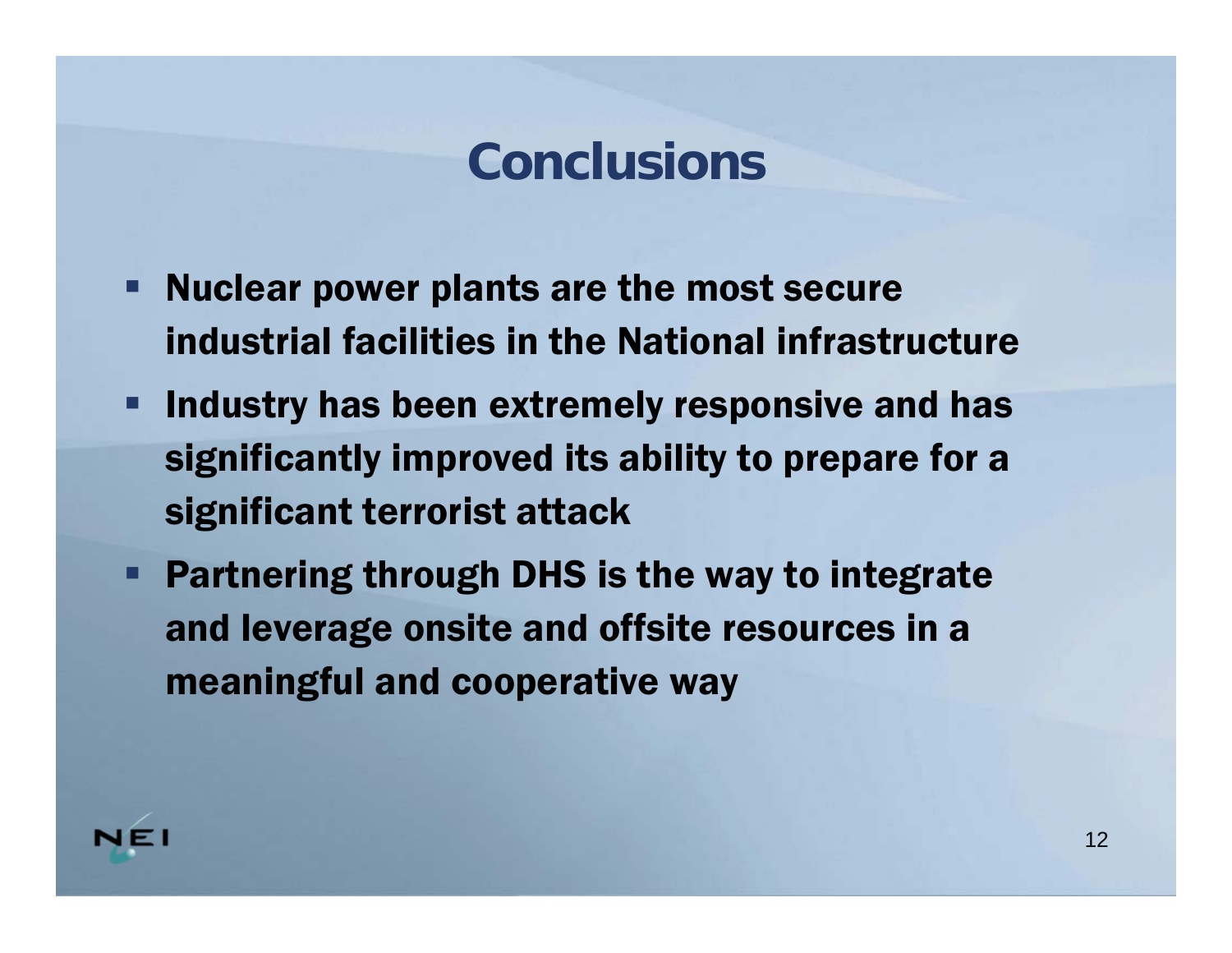# Conclusions

- Nuclear power plants are the most secure industrial facilities in the National infrastructure
- Industry has been extremely responsive and has significantly improved its ability to prepare for a significant terrorist attack
- Partnering through DHS is the way to integrate and leverage onsite and offsite resources in a meaningful and cooperative way

NEI